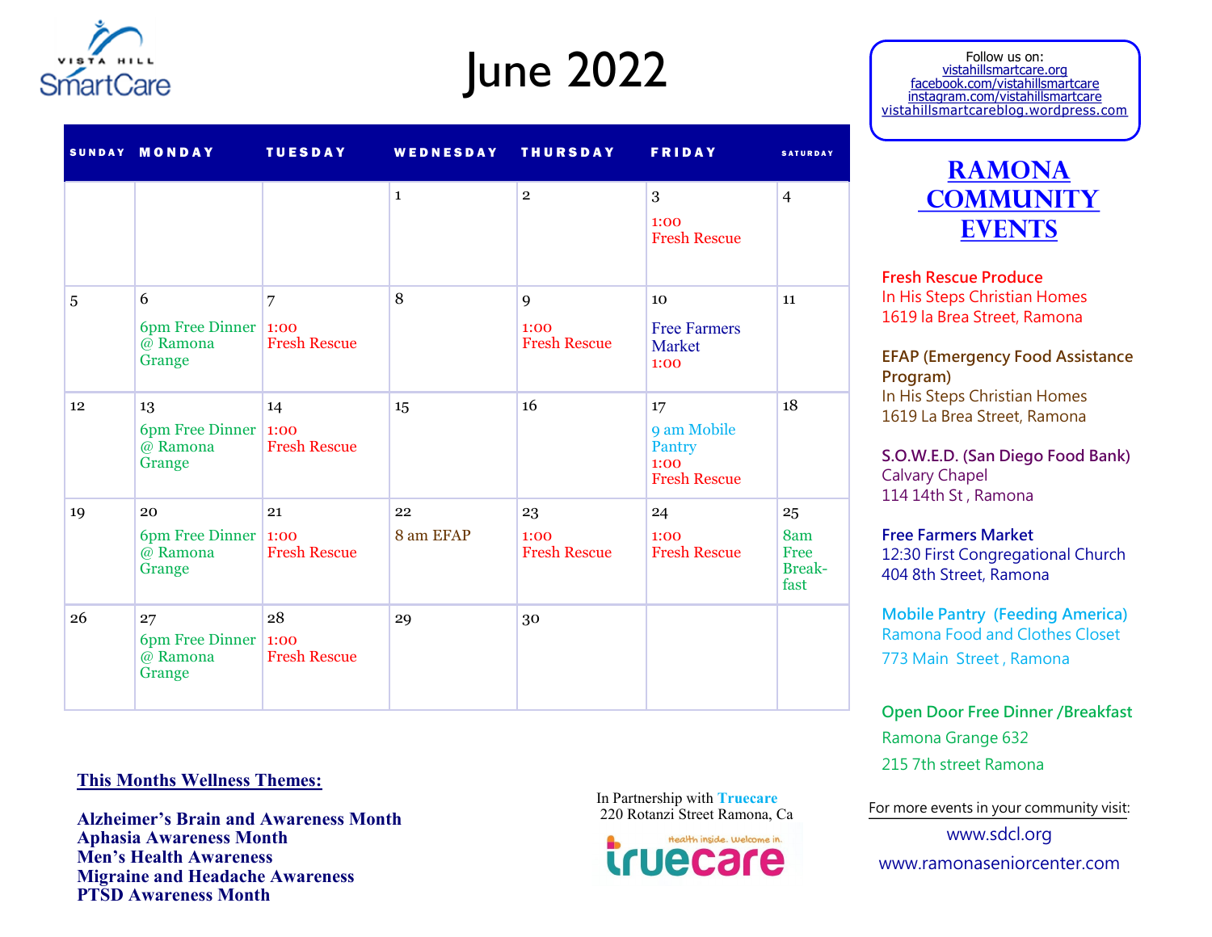Vista Hill SmartCare

# June 2022

Follow us on:
vistahillsmartcare.org
facebook.com/vistahillsmartcare
instagram.com/vistahillsmartcare
vistahillsmartcareblog.wordpress.com

| SUNDAY | MONDAY | TUESDAY | WEDNESDAY | THURSDAY | FRIDAY | SATURDAY |
|---|---|---|---|---|---|---|
| | | | 1 | 2 | 3<br>1:00<br>Fresh Rescue | 4 |
| 5 | 6<br>6pm Free Dinner @ Ramona Grange | 7<br>1:00<br>Fresh Rescue | 8 | 9<br>1:00<br>Fresh Rescue | 10<br>Free Farmers Market<br>1:00 | 11 |
| 12 | 13<br>6pm Free Dinner @ Ramona Grange | 14<br>1:00<br>Fresh Rescue | 15 | 16 | 17<br>9 am Mobile Pantry<br>1:00<br>Fresh Rescue | 18 |
| 19 | 20<br>6pm Free Dinner @ Ramona Grange | 21<br>1:00<br>Fresh Rescue | 22<br>8 am EFAP | 23<br>1:00<br>Fresh Rescue | 24<br>1:00<br>Fresh Rescue | 25<br>8am Free Break-fast |
| 26 | 27<br>6pm Free Dinner @ Ramona Grange | 28<br>1:00<br>Fresh Rescue | 29 | 30 | | |

## RAMONA COMMUNITY EVENTS

**Fresh Rescue Produce**
In His Steps Christian Homes
1619 la Brea Street, Ramona

**EFAP (Emergency Food Assistance Program)**
In His Steps Christian Homes
1619 La Brea Street, Ramona

**S.O.W.E.D. (San Diego Food Bank)**
Calvary Chapel
114 14th St , Ramona

**Free Farmers Market**
12:30 First Congregational Church
404 8th Street, Ramona

**Mobile Pantry (Feeding America)**
Ramona Food and Clothes Closet
773 Main Street , Ramona

**Open Door Free Dinner /Breakfast**
Ramona Grange 632
215 7th street Ramona

For more events in your community visit:
www.sdcl.org
www.ramonaseniorcenter.com

**This Months Wellness Themes:**

**Alzheimer's Brain and Awareness Month**
**Aphasia Awareness Month**
**Men's Health Awareness**
**Migraine and Headache Awareness**
**PTSD Awareness Month**

In Partnership with **Truecare**
220 Rotanzi Street Ramona, Ca

truecare — Health inside. Welcome in.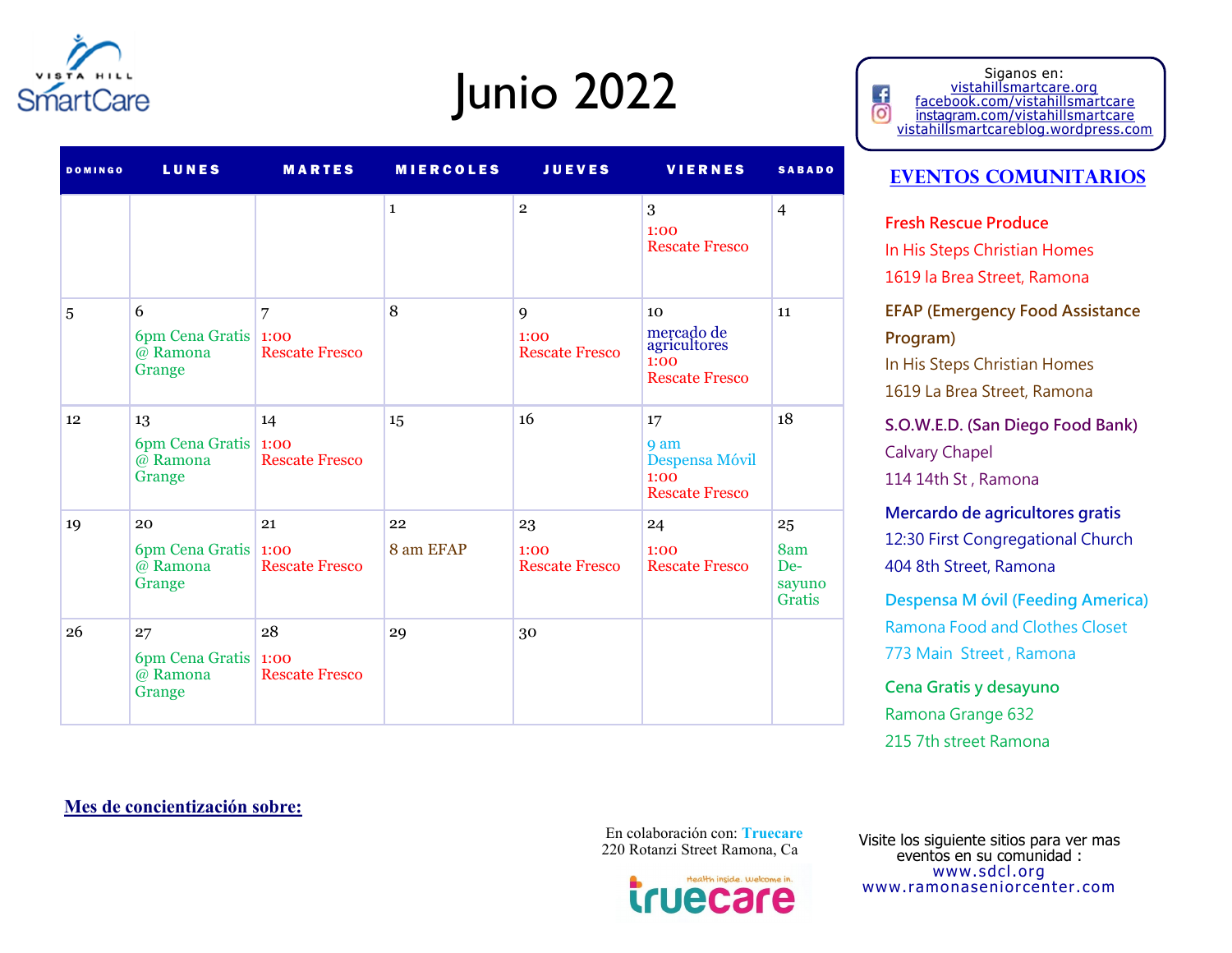Vista Hill SmartCare

# Junio 2022

Siganos en:
vistahillsmartcare.org
facebook.com/vistahillsmartcare
instagram.com/vistahillsmartcare
vistahillsmartcareblog.wordpress.com

| DOMINGO | LUNES | MARTES | MIERCOLES | JUEVES | VIERNES | SABADO |
|---|---|---|---|---|---|---|
| | | | 1 | 2 | 3 1:00 Rescate Fresco | 4 |
| 5 | 6 6pm Cena Gratis @ Ramona Grange | 7 1:00 Rescate Fresco | 8 | 9 1:00 Rescate Fresco | 10 mercado de agricultores 1:00 Rescate Fresco | 11 |
| 12 | 13 6pm Cena Gratis @ Ramona Grange | 14 1:00 Rescate Fresco | 15 | 16 | 17 9 am Despensa Móvil 1:00 Rescate Fresco | 18 |
| 19 | 20 6pm Cena Gratis @ Ramona Grange | 21 1:00 Rescate Fresco | 22 8 am EFAP | 23 1:00 Rescate Fresco | 24 1:00 Rescate Fresco | 25 8am De-sayuno Gratis |
| 26 | 27 6pm Cena Gratis @ Ramona Grange | 28 1:00 Rescate Fresco | 29 | 30 | | |

## EVENTOS COMUNITARIOS

**Fresh Rescue Produce**
In His Steps Christian Homes
1619 la Brea Street, Ramona

**EFAP (Emergency Food Assistance Program)**
In His Steps Christian Homes
1619 La Brea Street, Ramona

**S.O.W.E.D. (San Diego Food Bank)**
Calvary Chapel
114 14th St , Ramona

**Mercardo de agricultores gratis**
12:30 First Congregational Church
404 8th Street, Ramona

**Despensa M óvil (Feeding America)**
Ramona Food and Clothes Closet
773 Main Street , Ramona

**Cena Gratis y desayuno**
Ramona Grange 632
215 7th street Ramona

**Mes de concientización sobre:**

En colaboración con: **Truecare**
220 Rotanzi Street Ramona, Ca

truecare — Health inside. Welcome in.

Visite los siguiente sitios para ver mas eventos en su comunidad :
www.sdcl.org
www.ramonaseniorcenter.com